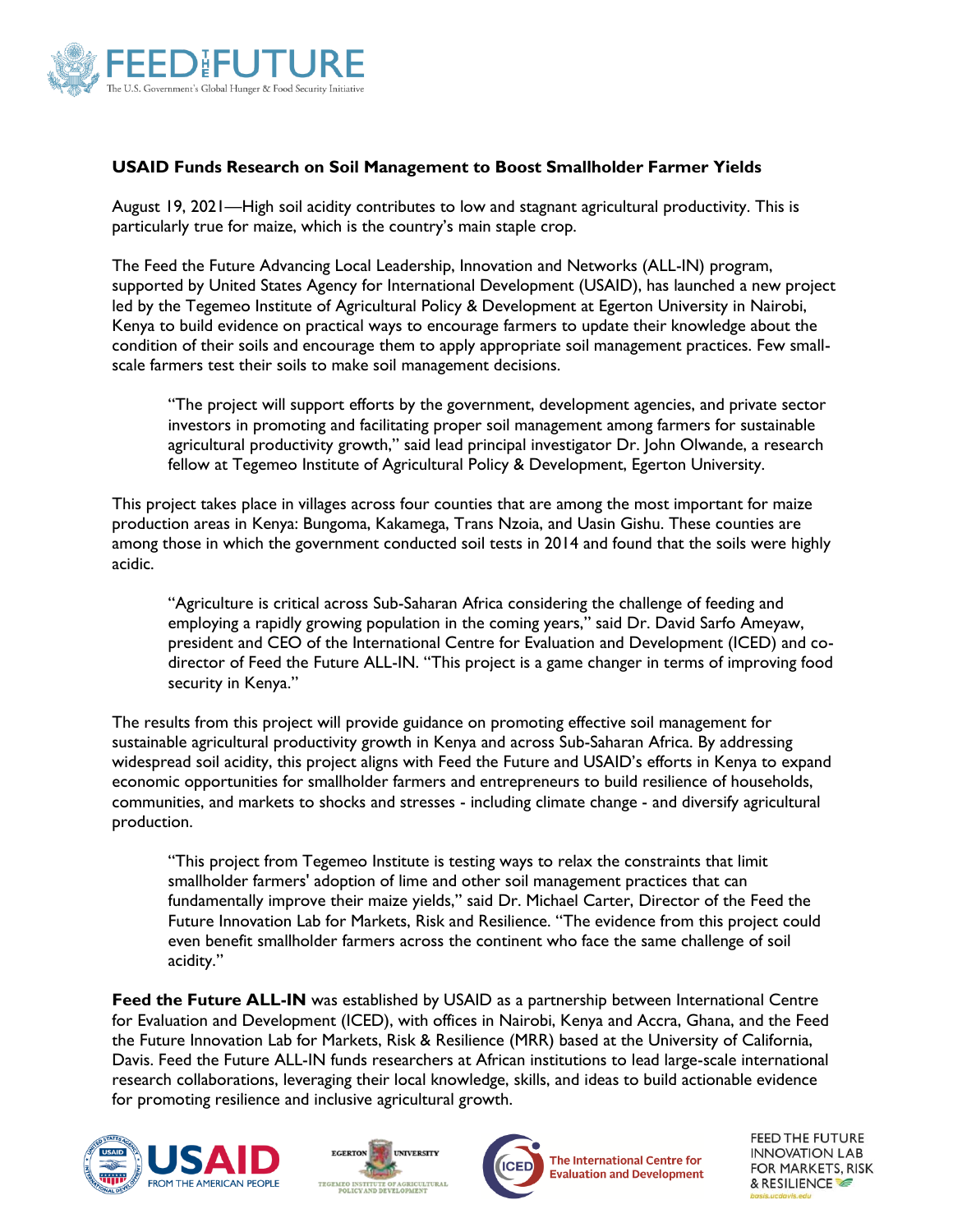### USAID Funds Research on Soil Management to Boost Smallholder Farmer Yields

August 19, 2021—High soil acidity contributes to low and stagnant agricultural productivity. This is particularly true for maize, which is the country's main staple crop.

The Feed the Future Advancing Local Leadership, Innovation and Networks (ALL-IN) program, supported by United States Agency for International Development (USAID), has launched a new project led by the Tegemeo Institute of Agricultural Policy & Development at Egerton University in Nairobi, Kenya to build evidence on practical ways to encourage farmers to update their knowledge about the condition of their soils and encourage them to apply appropriate soil management practices. Few small-scale farmers test their soils to make soil management decisions.

> "The project will support efforts by the government, development agencies, and private sector investors in promoting and facilitating proper soil management among farmers for sustainable agricultural productivity growth," said lead principal investigator Dr. John Olwande, a research fellow at Tegemeo Institute of Agricultural Policy & Development, Egerton University.

This project takes place in villages across four counties that are among the most important for maize production areas in Kenya: Bungoma, Kakamega, Trans Nzoia, and Uasin Gishu. These counties are among those in which the government conducted soil tests in 2014 and found that the soils were highly acidic.

> "Agriculture is critical across Sub-Saharan Africa considering the challenge of feeding and employing a rapidly growing population in the coming years," said Dr. David Sarfo Ameyaw, president and CEO of the International Centre for Evaluation and Development (ICED) and co-director of Feed the Future ALL-IN. "This project is a game changer in terms of improving food security in Kenya."

The results from this project will provide guidance on promoting effective soil management for sustainable agricultural productivity growth in Kenya and across Sub-Saharan Africa. By addressing widespread soil acidity, this project aligns with Feed the Future and USAID's efforts in Kenya to expand economic opportunities for smallholder farmers and entrepreneurs to build resilience of households, communities, and markets to shocks and stresses - including climate change - and diversify agricultural production.

> "This project from Tegemeo Institute is testing ways to relax the constraints that limit smallholder farmers' adoption of lime and other soil management practices that can fundamentally improve their maize yields," said Dr. Michael Carter, Director of the Feed the Future Innovation Lab for Markets, Risk and Resilience. "The evidence from this project could even benefit smallholder farmers across the continent who face the same challenge of soil acidity."

**Feed the Future ALL-IN** was established by USAID as a partnership between International Centre for Evaluation and Development (ICED), with offices in Nairobi, Kenya and Accra, Ghana, and the Feed the Future Innovation Lab for Markets, Risk & Resilience (MRR) based at the University of California, Davis. Feed the Future ALL-IN funds researchers at African institutions to lead large-scale international research collaborations, leveraging their local knowledge, skills, and ideas to build actionable evidence for promoting resilience and inclusive agricultural growth.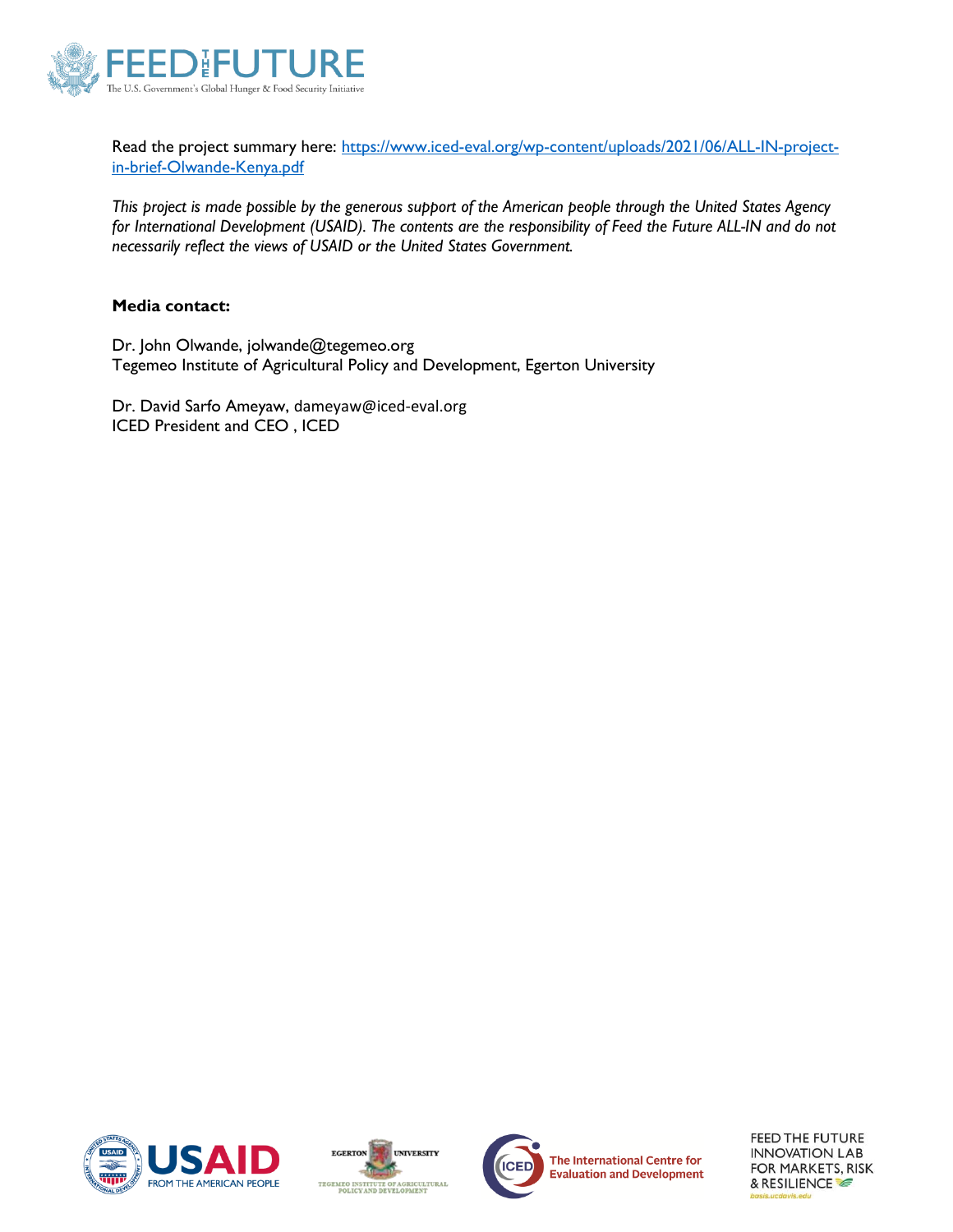Read the project summary here: [https://www.iced-eval.org/wp-content/uploads/2021/06/ALL-IN-project-in-brief-Olwande-Kenya.pdf](https://www.iced-eval.org/wp-content/uploads/2021/06/ALL-IN-project-in-brief-Olwande-Kenya.pdf)

*This project is made possible by the generous support of the American people through the United States Agency for International Development (USAID). The contents are the responsibility of Feed the Future ALL-IN and do not necessarily reflect the views of USAID or the United States Government.*

**Media contact:**

Dr. John Olwande, jolwande@tegemeo.org
Tegemeo Institute of Agricultural Policy and Development, Egerton University

Dr. David Sarfo Ameyaw, dameyaw@iced-eval.org
ICED President and CEO , ICED